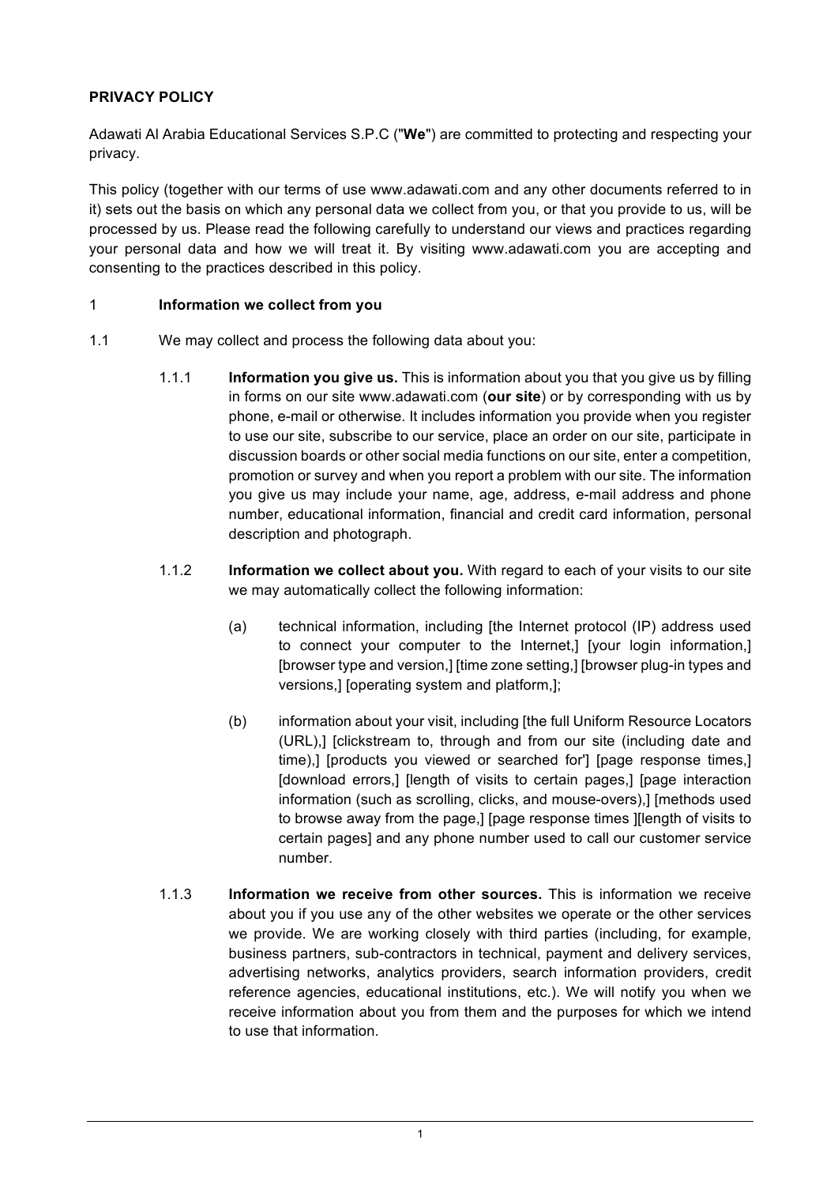**PRIVACY POLICY**

Adawati Al Arabia Educational Services S.P.C ("**We**") are committed to protecting and respecting your privacy.

This policy (together with our terms of use www.adawati.com and any other documents referred to in it) sets out the basis on which any personal data we collect from you, or that you provide to us, will be processed by us. Please read the following carefully to understand our views and practices regarding your personal data and how we will treat it. By visiting www.adawati.com you are accepting and consenting to the practices described in this policy.

1 **Information we collect from you**

1.1 We may collect and process the following data about you:

1.1.1 **Information you give us.** This is information about you that you give us by filling in forms on our site www.adawati.com (**our site**) or by corresponding with us by phone, e-mail or otherwise. It includes information you provide when you register to use our site, subscribe to our service, place an order on our site, participate in discussion boards or other social media functions on our site, enter a competition, promotion or survey and when you report a problem with our site. The information you give us may include your name, age, address, e-mail address and phone number, educational information, financial and credit card information, personal description and photograph.

1.1.2 **Information we collect about you.** With regard to each of your visits to our site we may automatically collect the following information:

(a) technical information, including [the Internet protocol (IP) address used to connect your computer to the Internet,] [your login information,] [browser type and version,] [time zone setting,] [browser plug-in types and versions,] [operating system and platform,];

(b) information about your visit, including [the full Uniform Resource Locators (URL),] [clickstream to, through and from our site (including date and time),] [products you viewed or searched for'] [page response times,] [download errors,] [length of visits to certain pages,] [page interaction information (such as scrolling, clicks, and mouse-overs),] [methods used to browse away from the page,] [page response times ][length of visits to certain pages] and any phone number used to call our customer service number.

1.1.3 **Information we receive from other sources.** This is information we receive about you if you use any of the other websites we operate or the other services we provide. We are working closely with third parties (including, for example, business partners, sub-contractors in technical, payment and delivery services, advertising networks, analytics providers, search information providers, credit reference agencies, educational institutions, etc.). We will notify you when we receive information about you from them and the purposes for which we intend to use that information.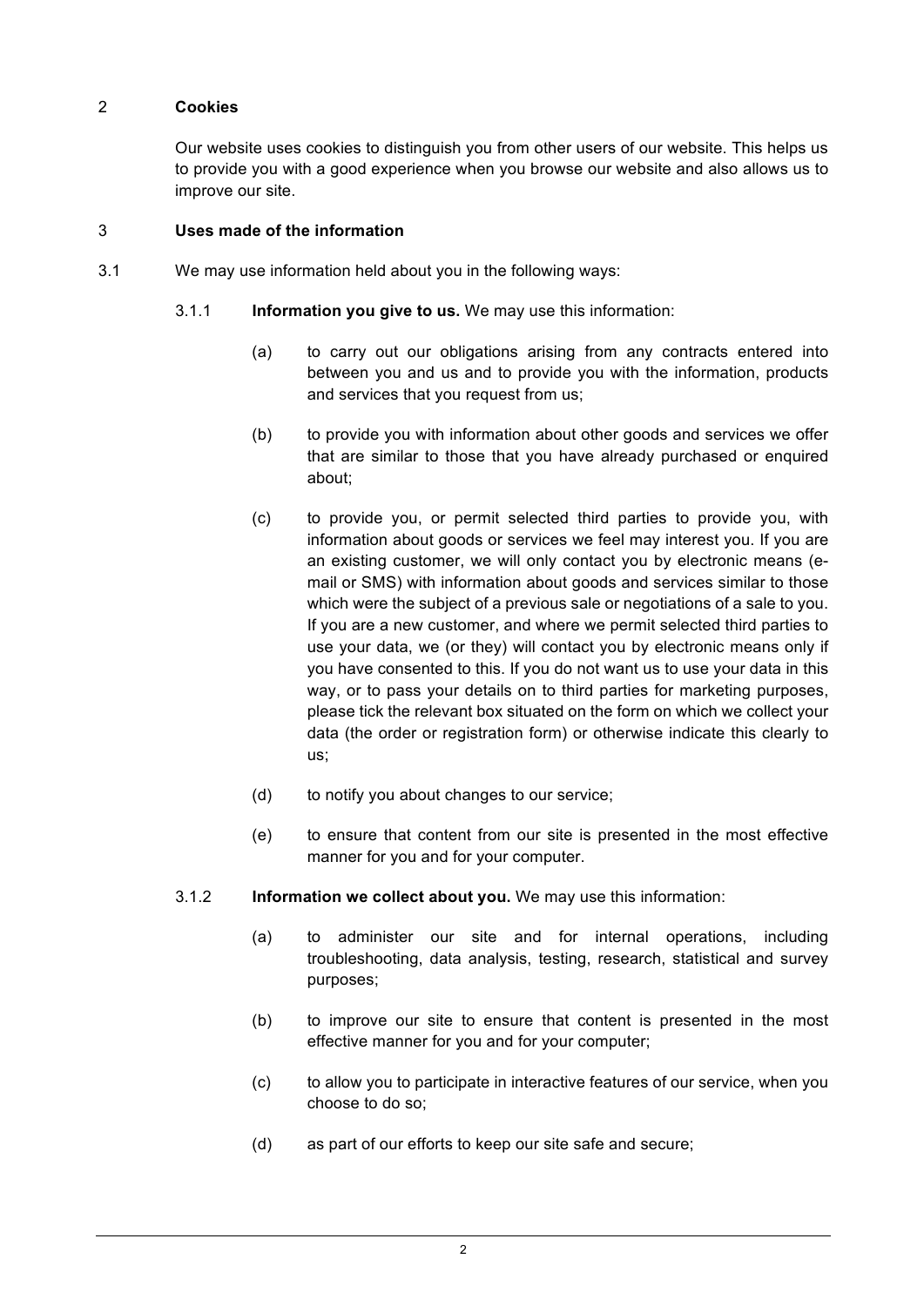## 2 Cookies

Our website uses cookies to distinguish you from other users of our website. This helps us to provide you with a good experience when you browse our website and also allows us to improve our site.

## 3 Uses made of the information

3.1 We may use information held about you in the following ways:

3.1.1 **Information you give to us.** We may use this information:

(a) to carry out our obligations arising from any contracts entered into between you and us and to provide you with the information, products and services that you request from us;

(b) to provide you with information about other goods and services we offer that are similar to those that you have already purchased or enquired about;

(c) to provide you, or permit selected third parties to provide you, with information about goods or services we feel may interest you. If you are an existing customer, we will only contact you by electronic means (e-mail or SMS) with information about goods and services similar to those which were the subject of a previous sale or negotiations of a sale to you. If you are a new customer, and where we permit selected third parties to use your data, we (or they) will contact you by electronic means only if you have consented to this. If you do not want us to use your data in this way, or to pass your details on to third parties for marketing purposes, please tick the relevant box situated on the form on which we collect your data (the order or registration form) or otherwise indicate this clearly to us;

(d) to notify you about changes to our service;

(e) to ensure that content from our site is presented in the most effective manner for you and for your computer.

3.1.2 **Information we collect about you.** We may use this information:

(a) to administer our site and for internal operations, including troubleshooting, data analysis, testing, research, statistical and survey purposes;

(b) to improve our site to ensure that content is presented in the most effective manner for you and for your computer;

(c) to allow you to participate in interactive features of our service, when you choose to do so;

(d) as part of our efforts to keep our site safe and secure;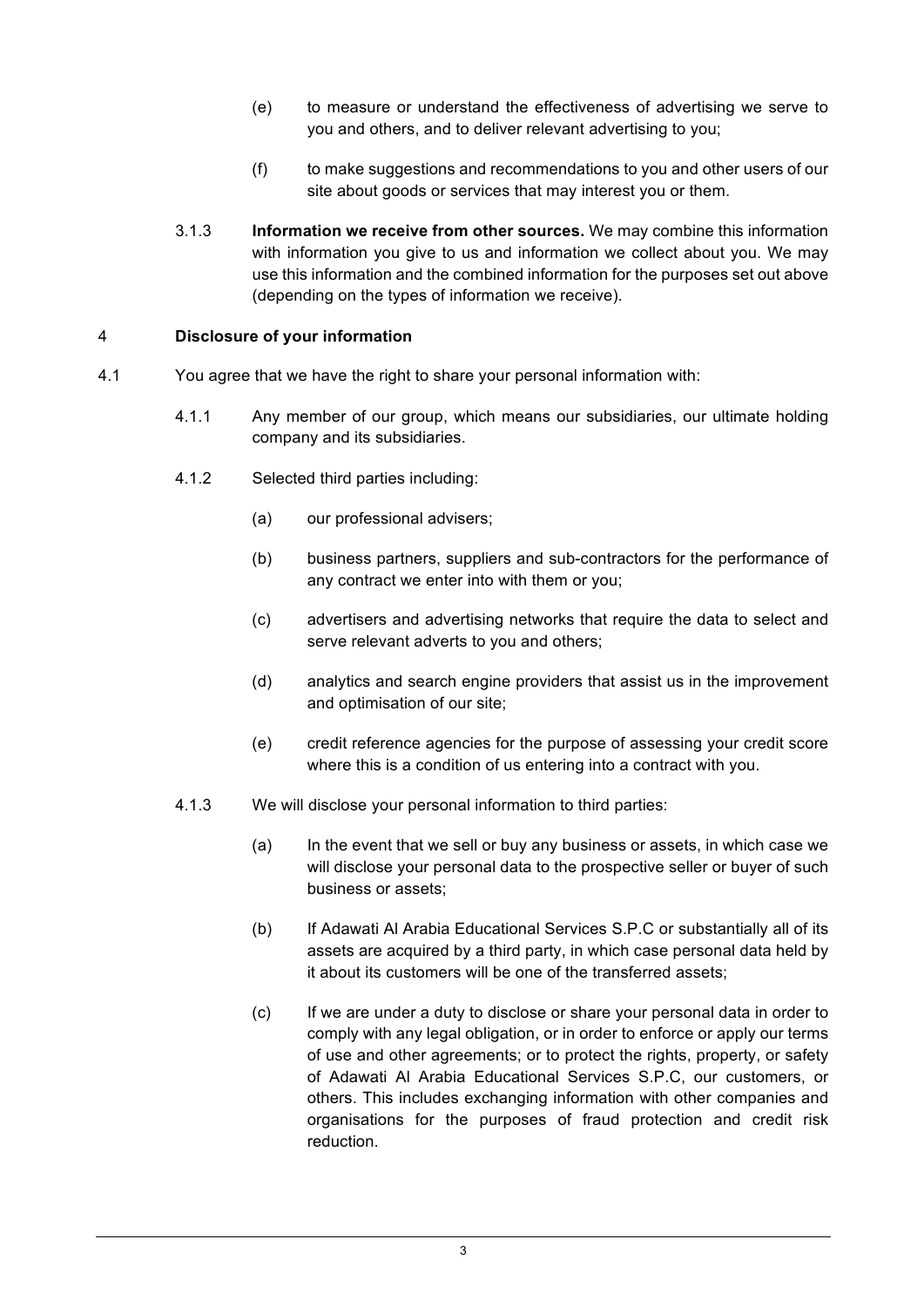(e) to measure or understand the effectiveness of advertising we serve to you and others, and to deliver relevant advertising to you;

(f) to make suggestions and recommendations to you and other users of our site about goods or services that may interest you or them.

3.1.3 **Information we receive from other sources.** We may combine this information with information you give to us and information we collect about you. We may use this information and the combined information for the purposes set out above (depending on the types of information we receive).

## 4 Disclosure of your information

4.1 You agree that we have the right to share your personal information with:

4.1.1 Any member of our group, which means our subsidiaries, our ultimate holding company and its subsidiaries.

4.1.2 Selected third parties including:

(a) our professional advisers;

(b) business partners, suppliers and sub-contractors for the performance of any contract we enter into with them or you;

(c) advertisers and advertising networks that require the data to select and serve relevant adverts to you and others;

(d) analytics and search engine providers that assist us in the improvement and optimisation of our site;

(e) credit reference agencies for the purpose of assessing your credit score where this is a condition of us entering into a contract with you.

4.1.3 We will disclose your personal information to third parties:

(a) In the event that we sell or buy any business or assets, in which case we will disclose your personal data to the prospective seller or buyer of such business or assets;

(b) If Adawati Al Arabia Educational Services S.P.C or substantially all of its assets are acquired by a third party, in which case personal data held by it about its customers will be one of the transferred assets;

(c) If we are under a duty to disclose or share your personal data in order to comply with any legal obligation, or in order to enforce or apply our terms of use and other agreements; or to protect the rights, property, or safety of Adawati Al Arabia Educational Services S.P.C, our customers, or others. This includes exchanging information with other companies and organisations for the purposes of fraud protection and credit risk reduction.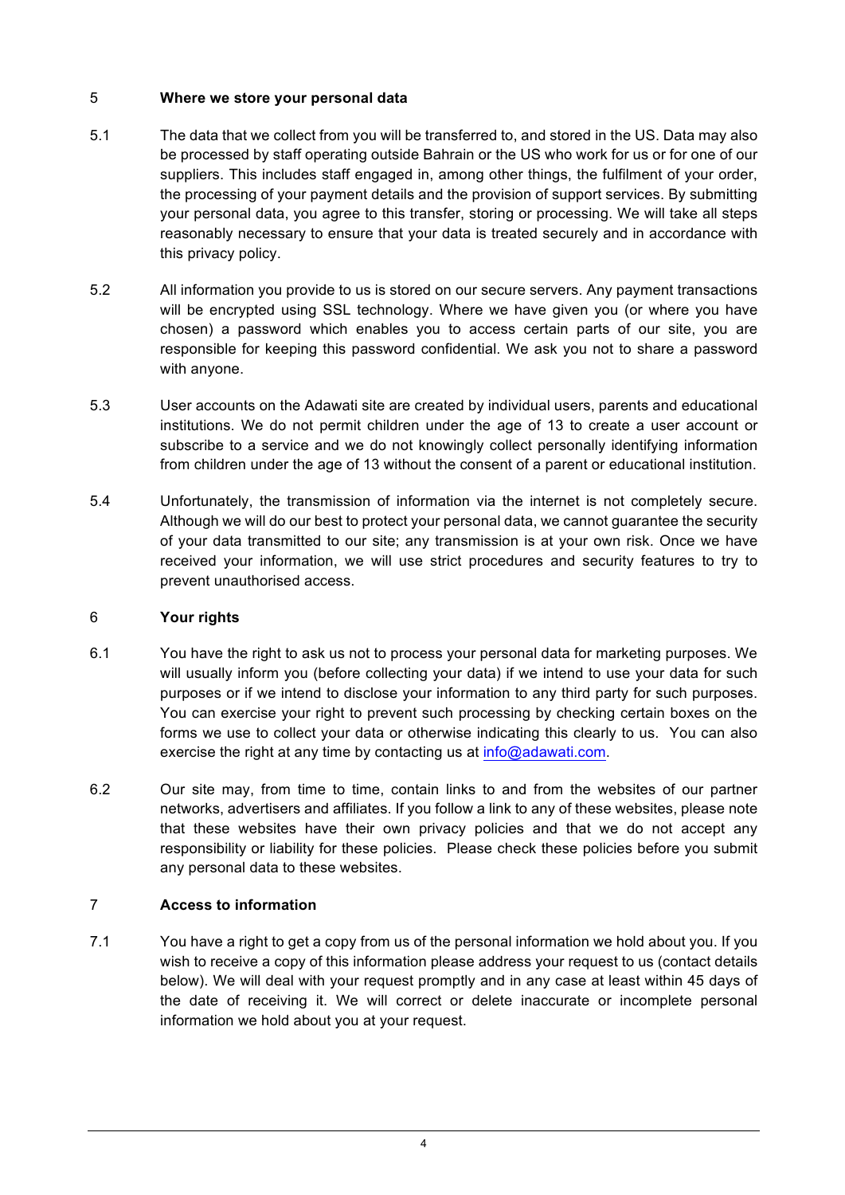## 5 Where we store your personal data

5.1 The data that we collect from you will be transferred to, and stored in the US. Data may also be processed by staff operating outside Bahrain or the US who work for us or for one of our suppliers. This includes staff engaged in, among other things, the fulfilment of your order, the processing of your payment details and the provision of support services. By submitting your personal data, you agree to this transfer, storing or processing. We will take all steps reasonably necessary to ensure that your data is treated securely and in accordance with this privacy policy.

5.2 All information you provide to us is stored on our secure servers. Any payment transactions will be encrypted using SSL technology. Where we have given you (or where you have chosen) a password which enables you to access certain parts of our site, you are responsible for keeping this password confidential. We ask you not to share a password with anyone.

5.3 User accounts on the Adawati site are created by individual users, parents and educational institutions. We do not permit children under the age of 13 to create a user account or subscribe to a service and we do not knowingly collect personally identifying information from children under the age of 13 without the consent of a parent or educational institution.

5.4 Unfortunately, the transmission of information via the internet is not completely secure. Although we will do our best to protect your personal data, we cannot guarantee the security of your data transmitted to our site; any transmission is at your own risk. Once we have received your information, we will use strict procedures and security features to try to prevent unauthorised access.

## 6 Your rights

6.1 You have the right to ask us not to process your personal data for marketing purposes. We will usually inform you (before collecting your data) if we intend to use your data for such purposes or if we intend to disclose your information to any third party for such purposes. You can exercise your right to prevent such processing by checking certain boxes on the forms we use to collect your data or otherwise indicating this clearly to us. You can also exercise the right at any time by contacting us at info@adawati.com.

6.2 Our site may, from time to time, contain links to and from the websites of our partner networks, advertisers and affiliates. If you follow a link to any of these websites, please note that these websites have their own privacy policies and that we do not accept any responsibility or liability for these policies. Please check these policies before you submit any personal data to these websites.

## 7 Access to information

7.1 You have a right to get a copy from us of the personal information we hold about you. If you wish to receive a copy of this information please address your request to us (contact details below). We will deal with your request promptly and in any case at least within 45 days of the date of receiving it. We will correct or delete inaccurate or incomplete personal information we hold about you at your request.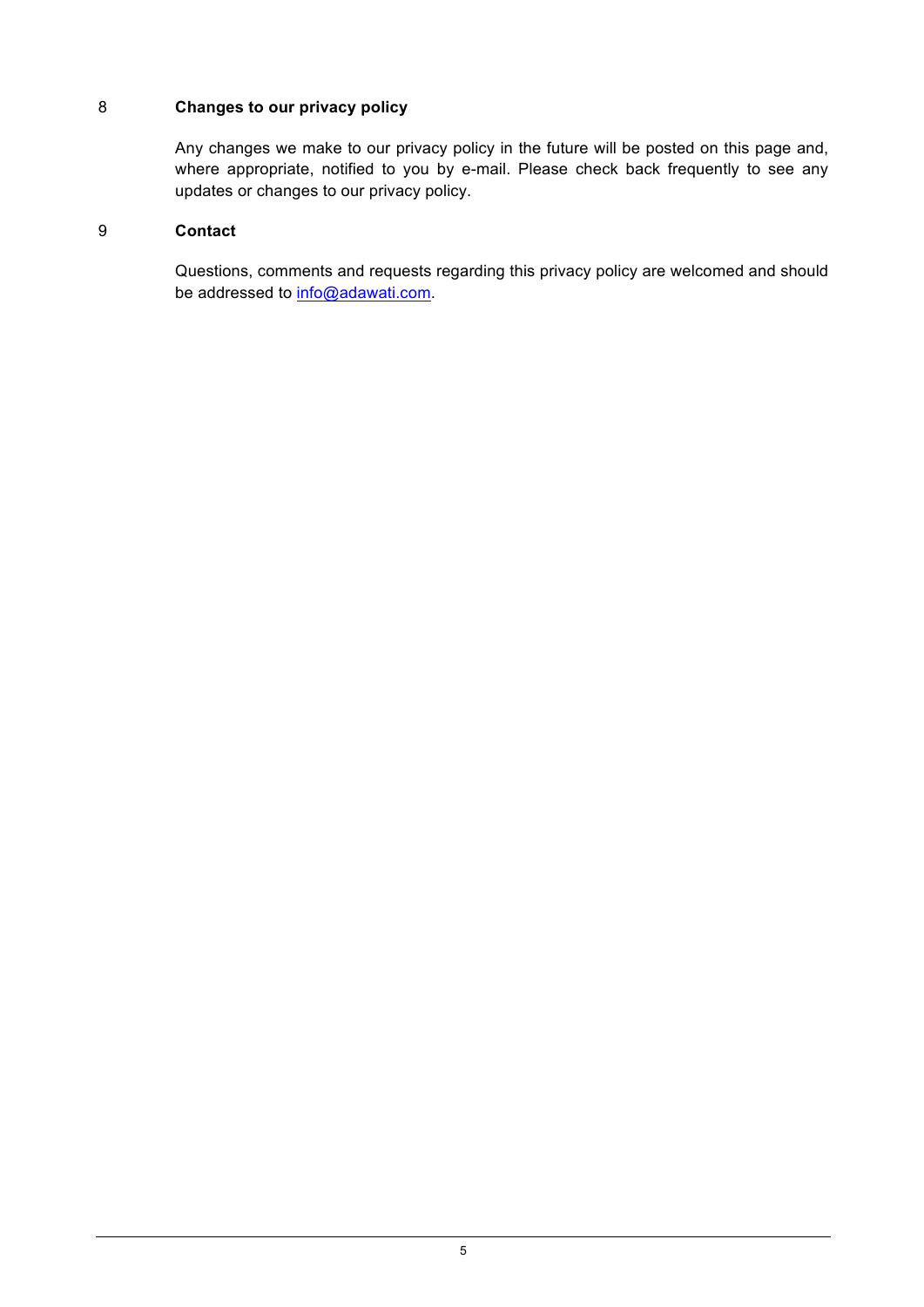## 8 Changes to our privacy policy

Any changes we make to our privacy policy in the future will be posted on this page and, where appropriate, notified to you by e-mail. Please check back frequently to see any updates or changes to our privacy policy.

## 9 Contact

Questions, comments and requests regarding this privacy policy are welcomed and should be addressed to info@adawati.com.